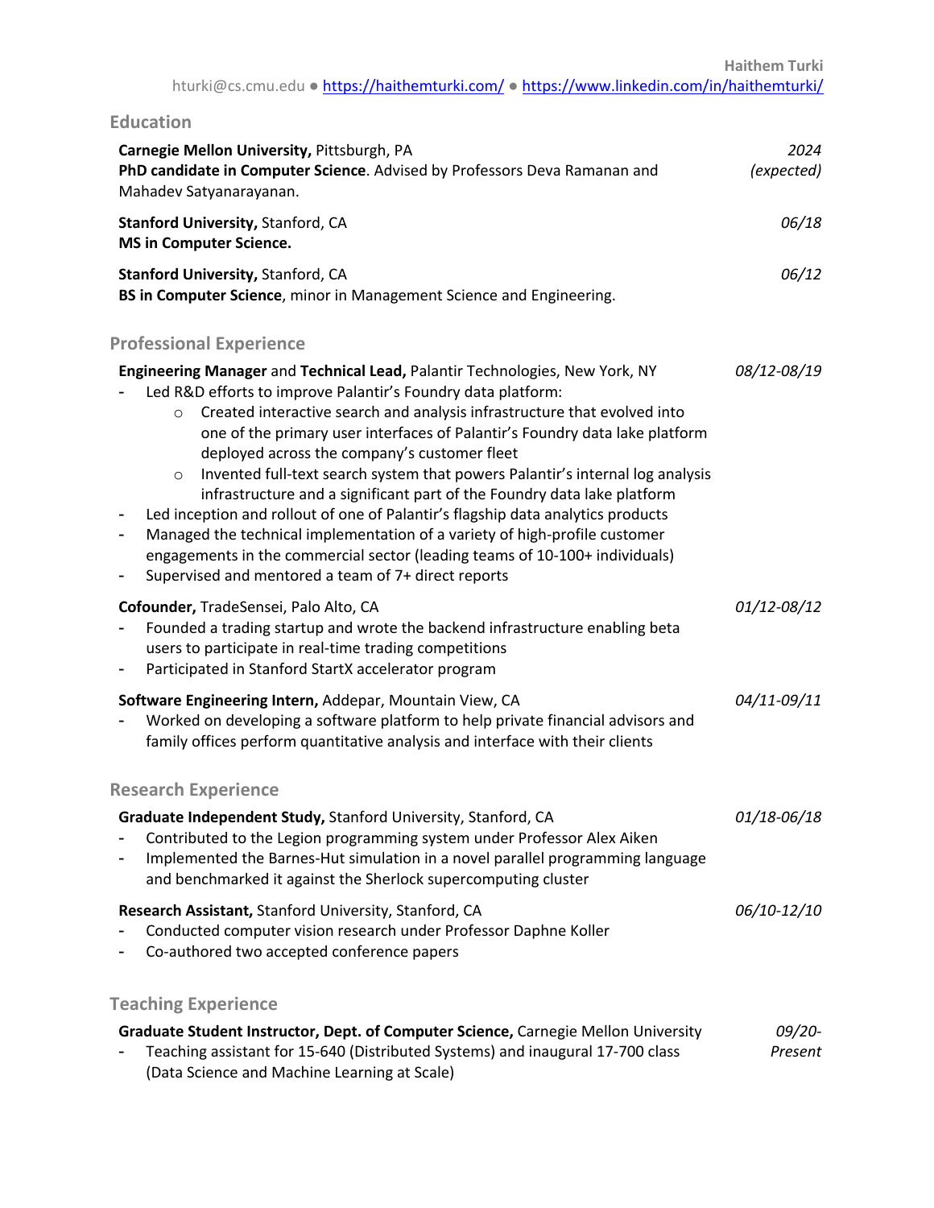# Haithem Turki

hturki@cs.cmu.edu ● https://haithemturki.com/ ● https://www.linkedin.com/in/haithemturki/

## Education

**Carnegie Mellon University,** Pittsburgh, PA — *2024 (expected)*
**PhD candidate in Computer Science**. Advised by Professors Deva Ramanan and Mahadev Satyanarayanan.

**Stanford University,** Stanford, CA — *06/18*
**MS in Computer Science.**

**Stanford University,** Stanford, CA — *06/12*
**BS in Computer Science**, minor in Management Science and Engineering.

## Professional Experience

**Engineering Manager** and **Technical Lead,** Palantir Technologies, New York, NY — *08/12-08/19*

- Led R&D efforts to improve Palantir's Foundry data platform:
  - Created interactive search and analysis infrastructure that evolved into one of the primary user interfaces of Palantir's Foundry data lake platform deployed across the company's customer fleet
  - Invented full-text search system that powers Palantir's internal log analysis infrastructure and a significant part of the Foundry data lake platform
- Led inception and rollout of one of Palantir's flagship data analytics products
- Managed the technical implementation of a variety of high-profile customer engagements in the commercial sector (leading teams of 10-100+ individuals)
- Supervised and mentored a team of 7+ direct reports

**Cofounder,** TradeSensei, Palo Alto, CA — *01/12-08/12*

- Founded a trading startup and wrote the backend infrastructure enabling beta users to participate in real-time trading competitions
- Participated in Stanford StartX accelerator program

**Software Engineering Intern,** Addepar, Mountain View, CA — *04/11-09/11*

- Worked on developing a software platform to help private financial advisors and family offices perform quantitative analysis and interface with their clients

## Research Experience

**Graduate Independent Study,** Stanford University, Stanford, CA — *01/18-06/18*

- Contributed to the Legion programming system under Professor Alex Aiken
- Implemented the Barnes-Hut simulation in a novel parallel programming language and benchmarked it against the Sherlock supercomputing cluster

**Research Assistant,** Stanford University, Stanford, CA — *06/10-12/10*

- Conducted computer vision research under Professor Daphne Koller
- Co-authored two accepted conference papers

## Teaching Experience

**Graduate Student Instructor, Dept. of Computer Science,** Carnegie Mellon University — *09/20-Present*

- Teaching assistant for 15-640 (Distributed Systems) and inaugural 17-700 class (Data Science and Machine Learning at Scale)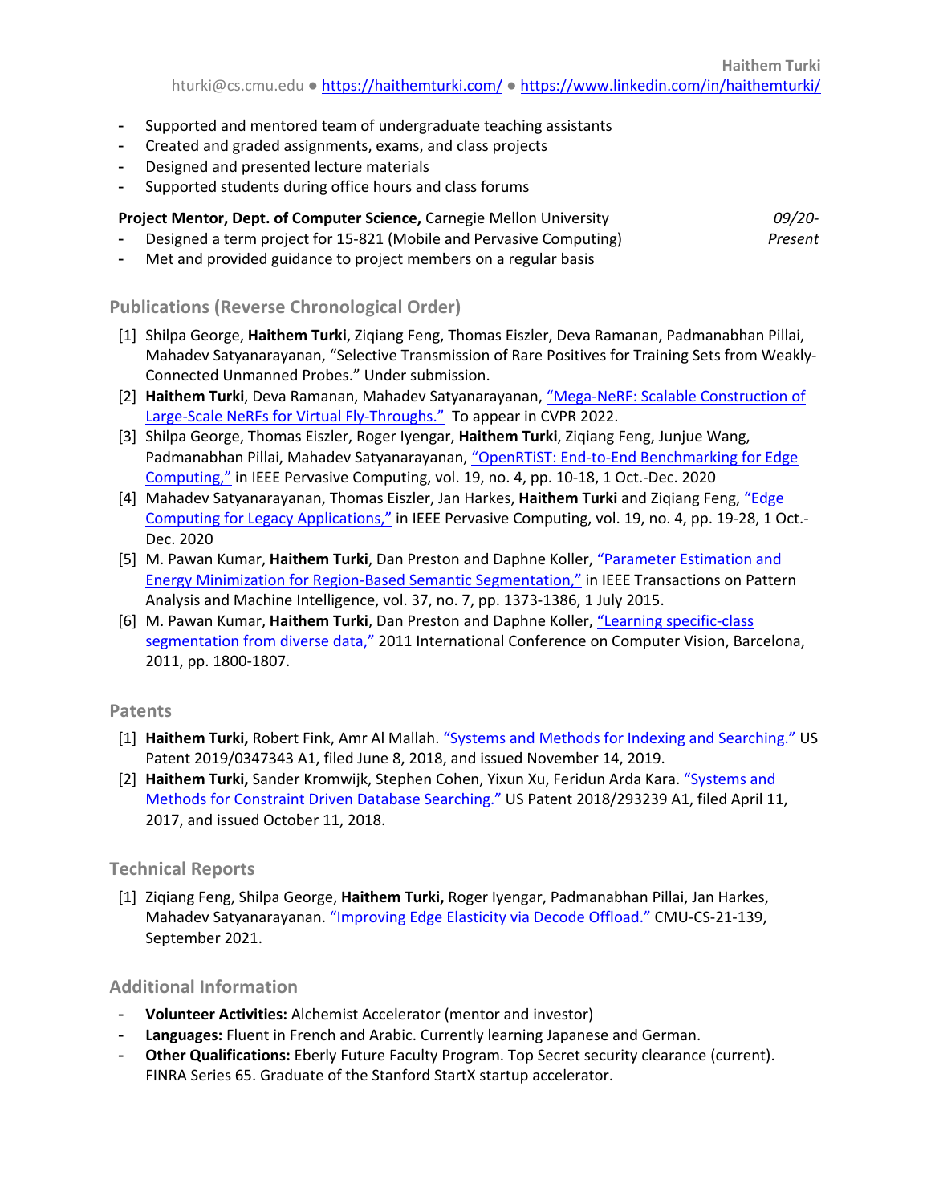- Supported and mentored team of undergraduate teaching assistants
- Created and graded assignments, exams, and class projects
- Designed and presented lecture materials
- Supported students during office hours and class forums

**Project Mentor, Dept. of Computer Science,** Carnegie Mellon University *09/20-Present*

- Designed a term project for 15-821 (Mobile and Pervasive Computing)
- Met and provided guidance to project members on a regular basis

## Publications (Reverse Chronological Order)

[1] Shilpa George, **Haithem Turki**, Ziqiang Feng, Thomas Eiszler, Deva Ramanan, Padmanabhan Pillai, Mahadev Satyanarayanan, "Selective Transmission of Rare Positives for Training Sets from Weakly-Connected Unmanned Probes." Under submission.

[2] **Haithem Turki**, Deva Ramanan, Mahadev Satyanarayanan, "Mega-NeRF: Scalable Construction of Large-Scale NeRFs for Virtual Fly-Throughs." To appear in CVPR 2022.

[3] Shilpa George, Thomas Eiszler, Roger Iyengar, **Haithem Turki**, Ziqiang Feng, Junjue Wang, Padmanabhan Pillai, Mahadev Satyanarayanan, "OpenRTiST: End-to-End Benchmarking for Edge Computing," in IEEE Pervasive Computing, vol. 19, no. 4, pp. 10-18, 1 Oct.-Dec. 2020

[4] Mahadev Satyanarayanan, Thomas Eiszler, Jan Harkes, **Haithem Turki** and Ziqiang Feng, "Edge Computing for Legacy Applications," in IEEE Pervasive Computing, vol. 19, no. 4, pp. 19-28, 1 Oct.-Dec. 2020

[5] M. Pawan Kumar, **Haithem Turki**, Dan Preston and Daphne Koller, "Parameter Estimation and Energy Minimization for Region-Based Semantic Segmentation," in IEEE Transactions on Pattern Analysis and Machine Intelligence, vol. 37, no. 7, pp. 1373-1386, 1 July 2015.

[6] M. Pawan Kumar, **Haithem Turki**, Dan Preston and Daphne Koller, "Learning specific-class segmentation from diverse data," 2011 International Conference on Computer Vision, Barcelona, 2011, pp. 1800-1807.

## Patents

[1] **Haithem Turki,** Robert Fink, Amr Al Mallah. "Systems and Methods for Indexing and Searching." US Patent 2019/0347343 A1, filed June 8, 2018, and issued November 14, 2019.

[2] **Haithem Turki,** Sander Kromwijk, Stephen Cohen, Yixun Xu, Feridun Arda Kara. "Systems and Methods for Constraint Driven Database Searching." US Patent 2018/293239 A1, filed April 11, 2017, and issued October 11, 2018.

## Technical Reports

[1] Ziqiang Feng, Shilpa George, **Haithem Turki,** Roger Iyengar, Padmanabhan Pillai, Jan Harkes, Mahadev Satyanarayanan. "Improving Edge Elasticity via Decode Offload." CMU-CS-21-139, September 2021.

## Additional Information

- **Volunteer Activities:** Alchemist Accelerator (mentor and investor)
- **Languages:** Fluent in French and Arabic. Currently learning Japanese and German.
- **Other Qualifications:** Eberly Future Faculty Program. Top Secret security clearance (current). FINRA Series 65. Graduate of the Stanford StartX startup accelerator.